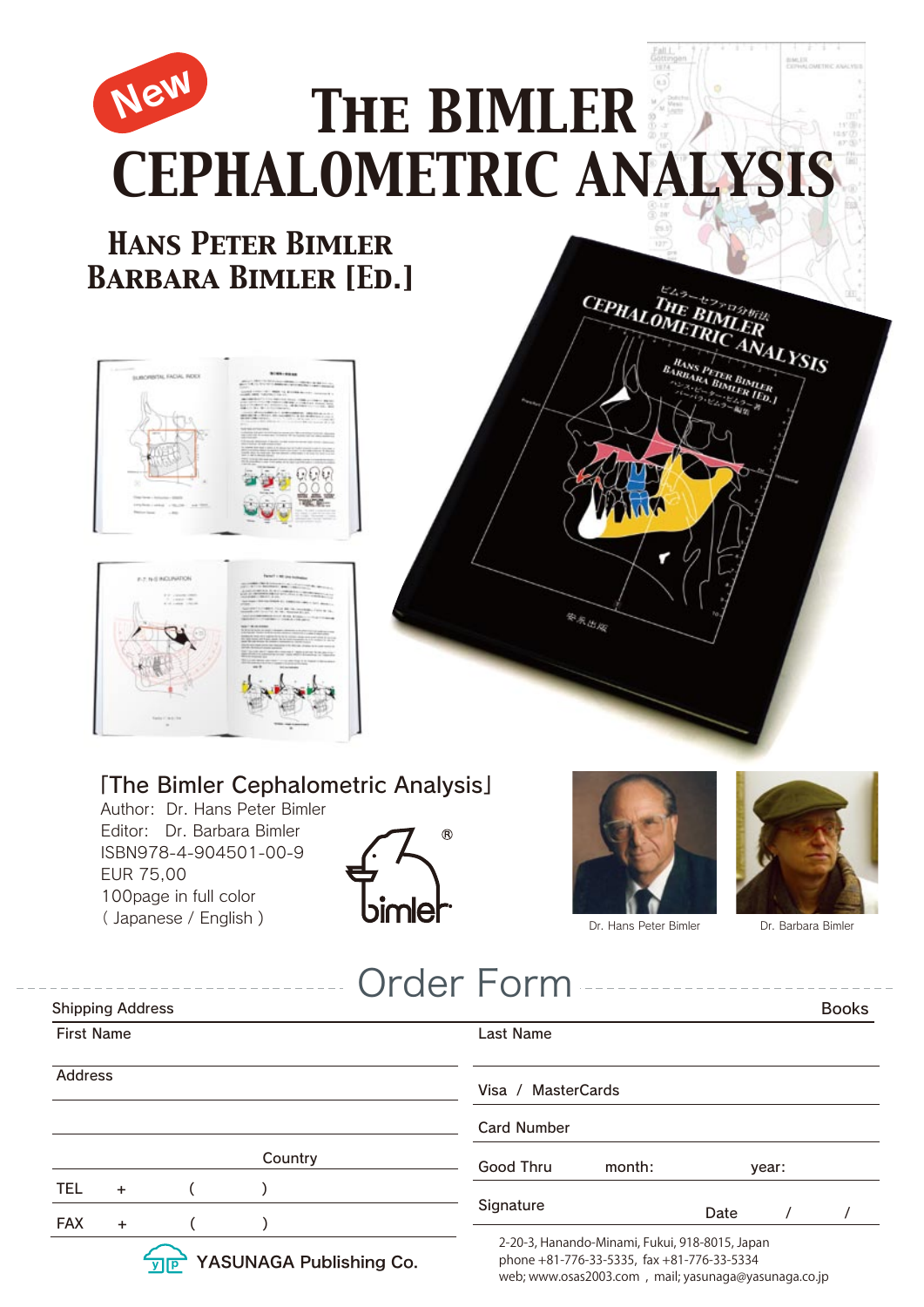New

# The Bimler Cephalometric Analysis

## Hans Peter Bimler
## Barbara Bimler [Ed.]

「The Bimler Cephalometric Analysis」
Author: Dr. Hans Peter Bimler
Editor: Dr. Barbara Bimler
ISBN978-4-904501-00-9
EUR 75,00
100page in full color
( Japanese / English )

bimler®

Dr. Hans Peter Bimler

Dr. Barbara Bimler

## Order Form

Shipping Address

Books

First Name

Last Name

Address

Visa / MasterCards

Card Number

Country

Good Thru month: year:

TEL + ( )

Signature

Date / /

FAX + ( )

YASUNAGA Publishing Co.

2-20-3, Hanando-Minami, Fukui, 918-8015, Japan
phone +81-776-33-5335, fax +81-776-33-5334
web; www.osas2003.com , mail; yasunaga@yasunaga.co.jp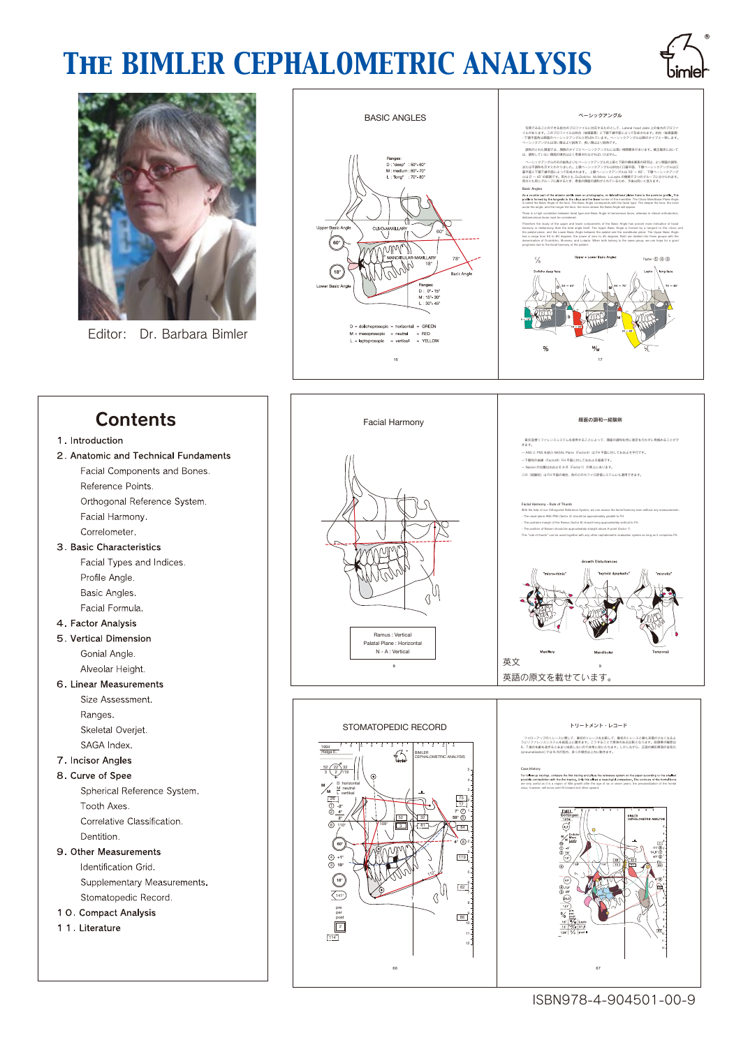# THE BIMLER CEPHALOMETRIC ANALYSIS

Editor: Dr. Barbara Bimler

## Contents

1. Introduction
2. Anatomic and Technical Fundaments
   - Facial Components and Bones.
   - Reference Points.
   - Orthogonal Reference System.
   - Facial Harmony.
   - Correlometer.
3. Basic Characteristics
   - Facial Types and Indices.
   - Profile Angle.
   - Basic Angles.
   - Facial Formula.
4. Factor Analysis
5. Vertical Dimension
   - Gonial Angle.
   - Alveolar Height.
6. Linear Measurements
   - Size Assessment.
   - Ranges.
   - Skeletal Overjet.
   - SAGA Index.
7. Incisor Angles
8. Curve of Spee
   - Spherical Reference System.
   - Tooth Axes.
   - Correlative Classification.
   - Dentition.
9. Other Measurements
   - Identification Grid.
   - Supplementary Measurements.
   - Stomatopedic Record.
10. Compact Analysis
11. Literature

BASIC ANGLES

ベーシックアングル

Facial Harmony

顔面の調和—経験則

Ramus : Vertical
Palatal Plane : Horizontal
N - A : Vertical

英文
英語の原文を載せています。

STOMATOPEDIC RECORD

トリートメント・レコード

ISBN978-4-904501-00-9